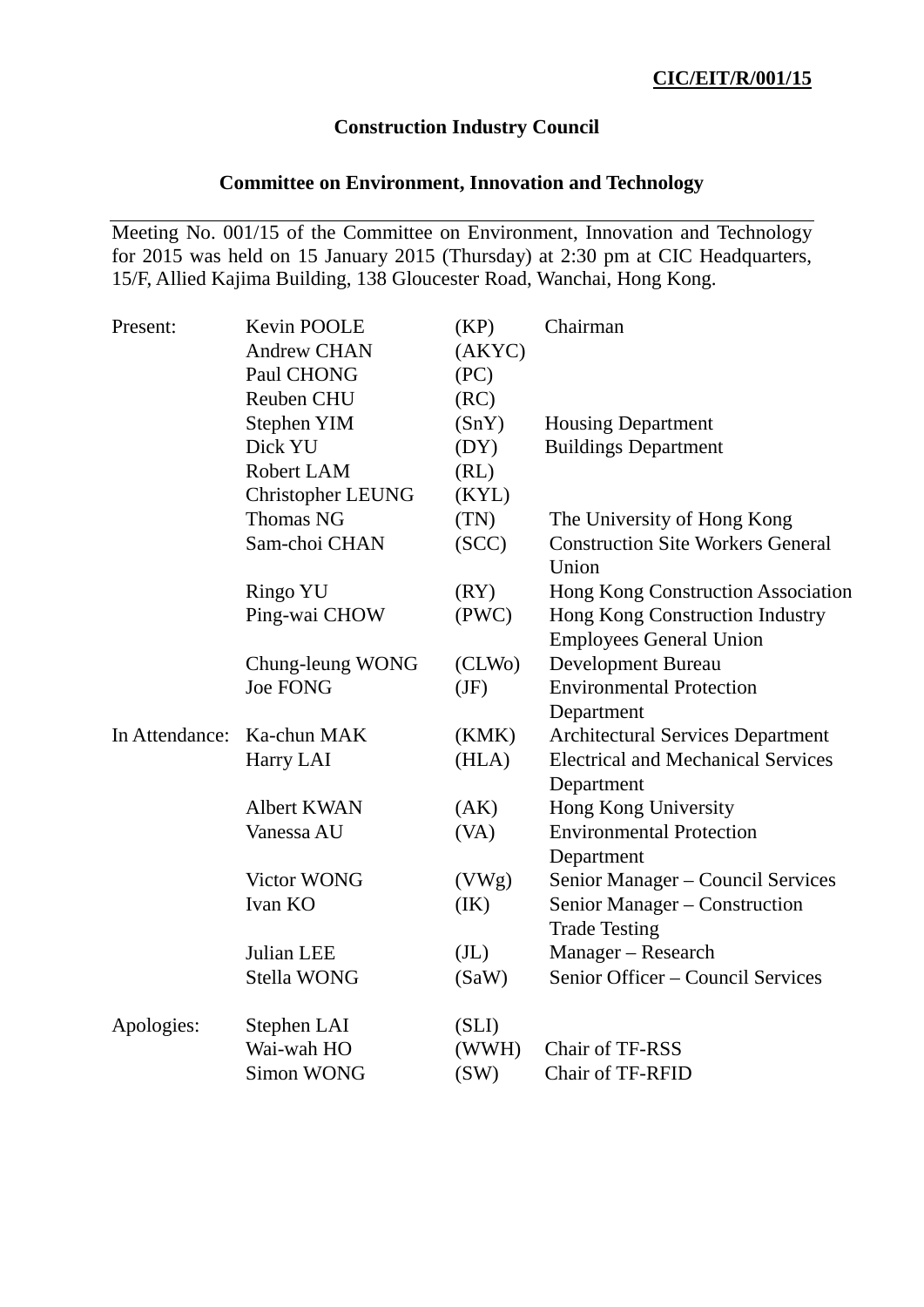**CIC/EIT/R/001/15**

# Construction Industry Council

## Committee on Environment, Innovation and Technology

---

Meeting No. 001/15 of the Committee on Environment, Innovation and Technology for 2015 was held on 15 January 2015 (Thursday) at 2:30 pm at CIC Headquarters, 15/F, Allied Kajima Building, 138 Gloucester Road, Wanchai, Hong Kong.

| | | | |
|---|---|---|---|
| Present: | Kevin POOLE | (KP) | Chairman |
| | Andrew CHAN | (AKYC) | |
| | Paul CHONG | (PC) | |
| | Reuben CHU | (RC) | |
| | Stephen YIM | (SnY) | Housing Department |
| | Dick YU | (DY) | Buildings Department |
| | Robert LAM | (RL) | |
| | Christopher LEUNG | (KYL) | |
| | Thomas NG | (TN) | The University of Hong Kong |
| | Sam-choi CHAN | (SCC) | Construction Site Workers General Union |
| | Ringo YU | (RY) | Hong Kong Construction Association |
| | Ping-wai CHOW | (PWC) | Hong Kong Construction Industry Employees General Union |
| | Chung-leung WONG | (CLWo) | Development Bureau |
| | Joe FONG | (JF) | Environmental Protection Department |
| In Attendance: | Ka-chun MAK | (KMK) | Architectural Services Department |
| | Harry LAI | (HLA) | Electrical and Mechanical Services Department |
| | Albert KWAN | (AK) | Hong Kong University |
| | Vanessa AU | (VA) | Environmental Protection Department |
| | Victor WONG | (VWg) | Senior Manager – Council Services |
| | Ivan KO | (IK) | Senior Manager – Construction Trade Testing |
| | Julian LEE | (JL) | Manager – Research |
| | Stella WONG | (SaW) | Senior Officer – Council Services |
| Apologies: | Stephen LAI | (SLI) | |
| | Wai-wah HO | (WWH) | Chair of TF-RSS |
| | Simon WONG | (SW) | Chair of TF-RFID |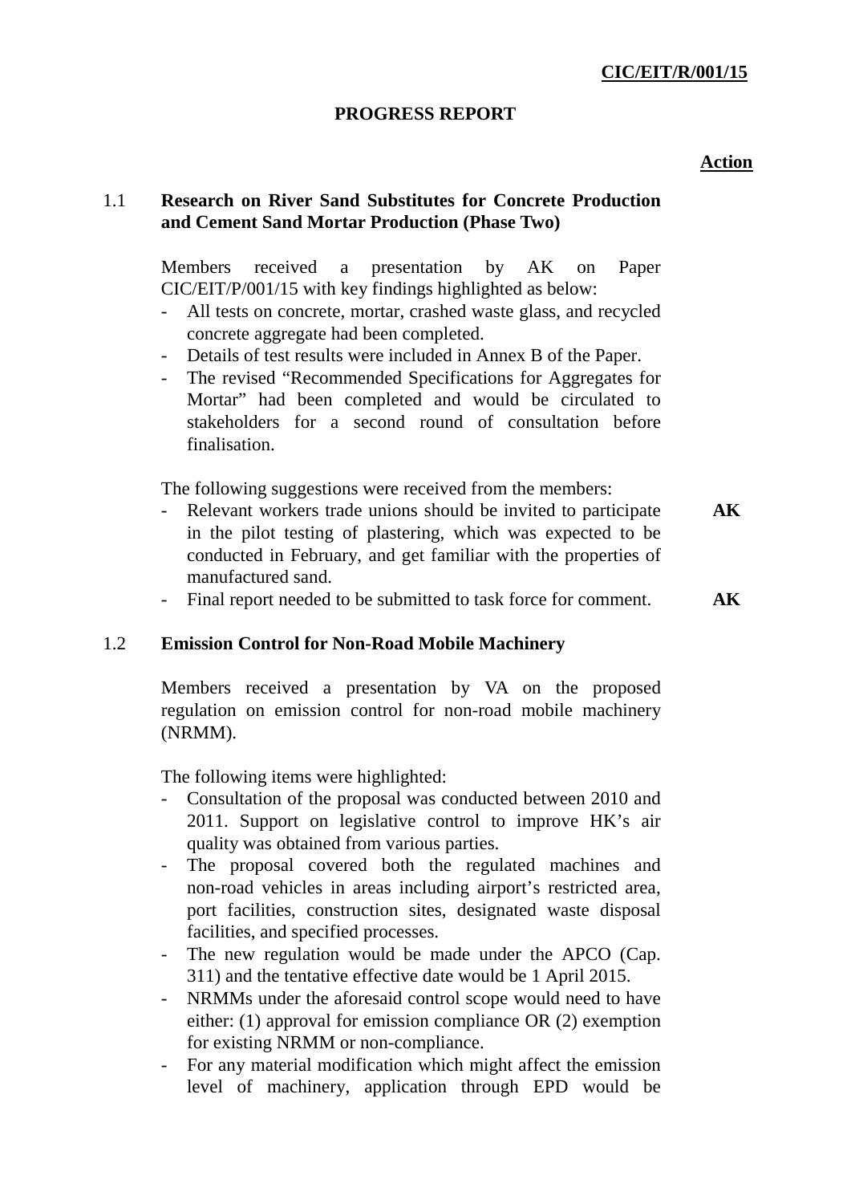**CIC/EIT/R/001/15**

**PROGRESS REPORT**

**Action**

## 1.1 Research on River Sand Substitutes for Concrete Production and Cement Sand Mortar Production (Phase Two)

Members received a presentation by AK on Paper CIC/EIT/P/001/15 with key findings highlighted as below:

- All tests on concrete, mortar, crashed waste glass, and recycled concrete aggregate had been completed.
- Details of test results were included in Annex B of the Paper.
- The revised "Recommended Specifications for Aggregates for Mortar" had been completed and would be circulated to stakeholders for a second round of consultation before finalisation.

The following suggestions were received from the members:

- Relevant workers trade unions should be invited to participate in the pilot testing of plastering, which was expected to be conducted in February, and get familiar with the properties of manufactured sand. **AK**
- Final report needed to be submitted to task force for comment. **AK**

## 1.2 Emission Control for Non-Road Mobile Machinery

Members received a presentation by VA on the proposed regulation on emission control for non-road mobile machinery (NRMM).

The following items were highlighted:

- Consultation of the proposal was conducted between 2010 and 2011. Support on legislative control to improve HK's air quality was obtained from various parties.
- The proposal covered both the regulated machines and non-road vehicles in areas including airport's restricted area, port facilities, construction sites, designated waste disposal facilities, and specified processes.
- The new regulation would be made under the APCO (Cap. 311) and the tentative effective date would be 1 April 2015.
- NRMMs under the aforesaid control scope would need to have either: (1) approval for emission compliance OR (2) exemption for existing NRMM or non-compliance.
- For any material modification which might affect the emission level of machinery, application through EPD would be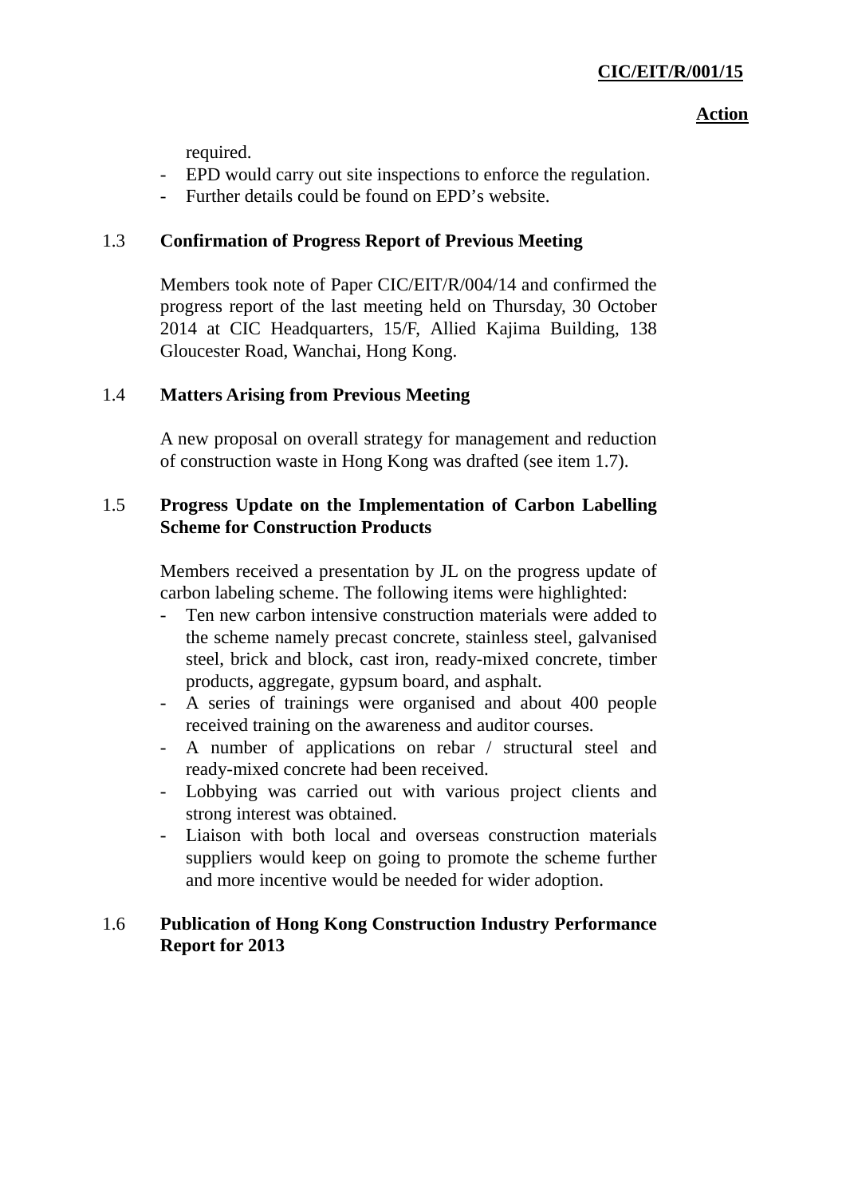required.

- EPD would carry out site inspections to enforce the regulation.
- Further details could be found on EPD's website.

## 1.3 Confirmation of Progress Report of Previous Meeting

Members took note of Paper CIC/EIT/R/004/14 and confirmed the progress report of the last meeting held on Thursday, 30 October 2014 at CIC Headquarters, 15/F, Allied Kajima Building, 138 Gloucester Road, Wanchai, Hong Kong.

## 1.4 Matters Arising from Previous Meeting

A new proposal on overall strategy for management and reduction of construction waste in Hong Kong was drafted (see item 1.7).

## 1.5 Progress Update on the Implementation of Carbon Labelling Scheme for Construction Products

Members received a presentation by JL on the progress update of carbon labeling scheme. The following items were highlighted:

- Ten new carbon intensive construction materials were added to the scheme namely precast concrete, stainless steel, galvanised steel, brick and block, cast iron, ready-mixed concrete, timber products, aggregate, gypsum board, and asphalt.
- A series of trainings were organised and about 400 people received training on the awareness and auditor courses.
- A number of applications on rebar / structural steel and ready-mixed concrete had been received.
- Lobbying was carried out with various project clients and strong interest was obtained.
- Liaison with both local and overseas construction materials suppliers would keep on going to promote the scheme further and more incentive would be needed for wider adoption.

## 1.6 Publication of Hong Kong Construction Industry Performance Report for 2013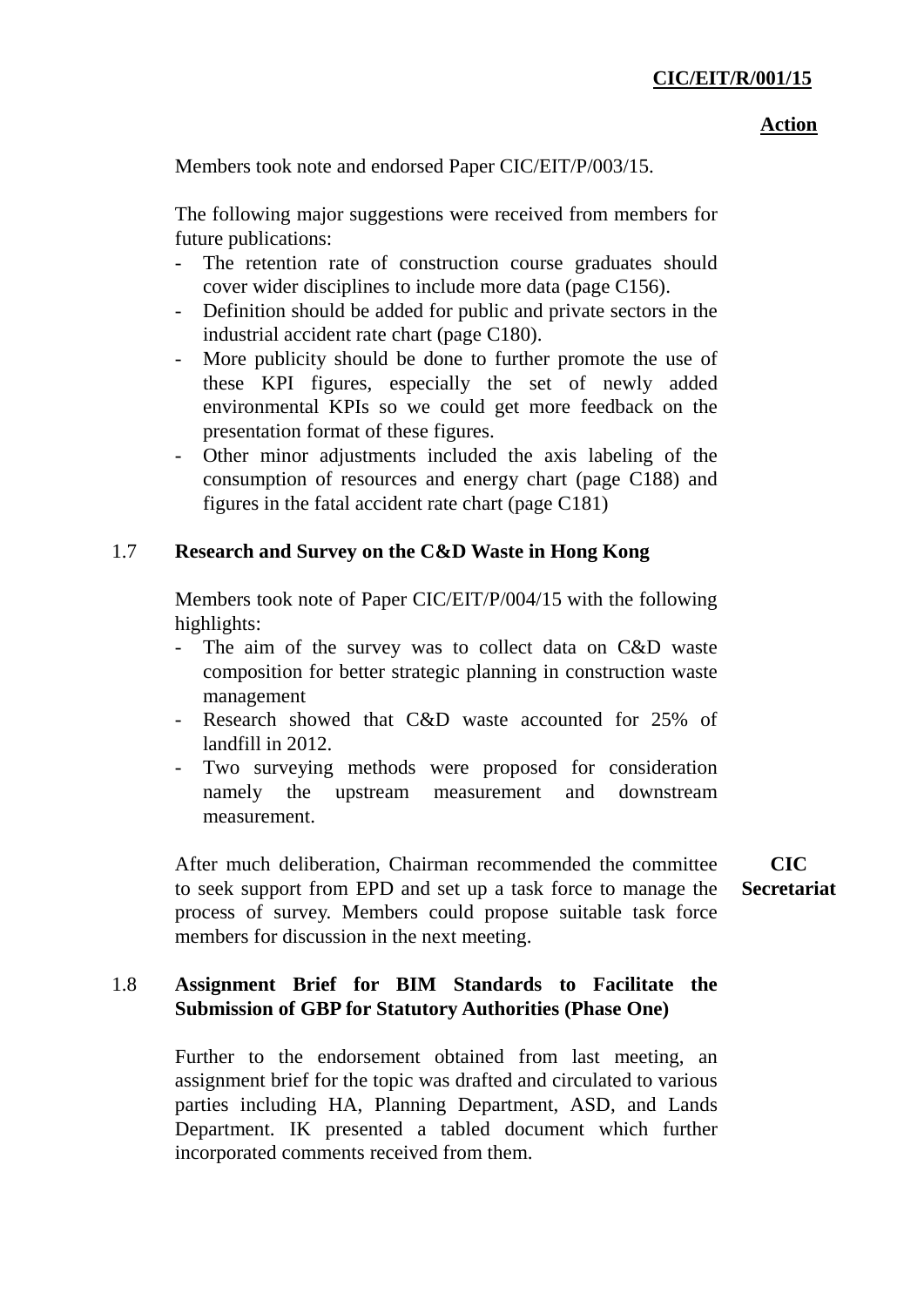**Action**

Members took note and endorsed Paper CIC/EIT/P/003/15.

The following major suggestions were received from members for future publications:

- The retention rate of construction course graduates should cover wider disciplines to include more data (page C156).
- Definition should be added for public and private sectors in the industrial accident rate chart (page C180).
- More publicity should be done to further promote the use of these KPI figures, especially the set of newly added environmental KPIs so we could get more feedback on the presentation format of these figures.
- Other minor adjustments included the axis labeling of the consumption of resources and energy chart (page C188) and figures in the fatal accident rate chart (page C181)

## 1.7 Research and Survey on the C&D Waste in Hong Kong

Members took note of Paper CIC/EIT/P/004/15 with the following highlights:

- The aim of the survey was to collect data on C&D waste composition for better strategic planning in construction waste management
- Research showed that C&D waste accounted for 25% of landfill in 2012.
- Two surveying methods were proposed for consideration namely the upstream measurement and downstream measurement.

After much deliberation, Chairman recommended the committee to seek support from EPD and set up a task force to manage the process of survey. Members could propose suitable task force members for discussion in the next meeting. **CIC Secretariat**

## 1.8 Assignment Brief for BIM Standards to Facilitate the Submission of GBP for Statutory Authorities (Phase One)

Further to the endorsement obtained from last meeting, an assignment brief for the topic was drafted and circulated to various parties including HA, Planning Department, ASD, and Lands Department. IK presented a tabled document which further incorporated comments received from them.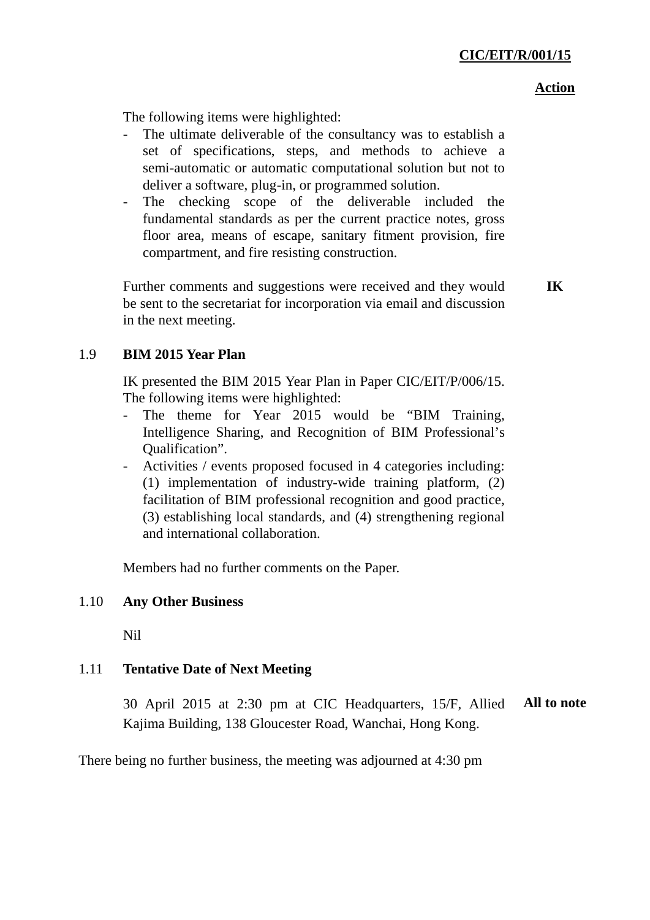**Action**

The following items were highlighted:

- The ultimate deliverable of the consultancy was to establish a set of specifications, steps, and methods to achieve a semi-automatic or automatic computational solution but not to deliver a software, plug-in, or programmed solution.
- The checking scope of the deliverable included the fundamental standards as per the current practice notes, gross floor area, means of escape, sanitary fitment provision, fire compartment, and fire resisting construction.

Further comments and suggestions were received and they would be sent to the secretariat for incorporation via email and discussion in the next meeting. **IK**

1.9 **BIM 2015 Year Plan**

IK presented the BIM 2015 Year Plan in Paper CIC/EIT/P/006/15. The following items were highlighted:

- The theme for Year 2015 would be "BIM Training, Intelligence Sharing, and Recognition of BIM Professional's Qualification".
- Activities / events proposed focused in 4 categories including: (1) implementation of industry-wide training platform, (2) facilitation of BIM professional recognition and good practice, (3) establishing local standards, and (4) strengthening regional and international collaboration.

Members had no further comments on the Paper.

1.10 **Any Other Business**

Nil

1.11 **Tentative Date of Next Meeting**

30 April 2015 at 2:30 pm at CIC Headquarters, 15/F, Allied Kajima Building, 138 Gloucester Road, Wanchai, Hong Kong. **All to note**

There being no further business, the meeting was adjourned at 4:30 pm